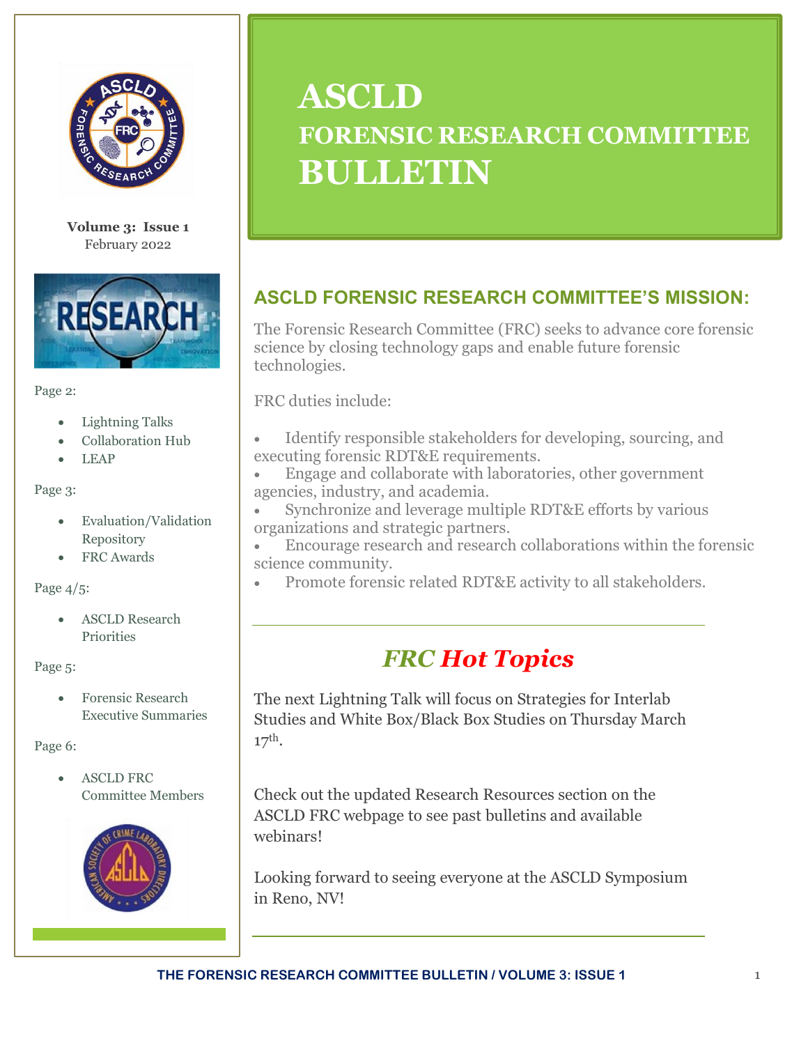# ASCLD FORENSIC RESEARCH COMMITTEE BULLETIN

**Volume 3: Issue 1**
February 2022

Page 2:

- Lightning Talks
- Collaboration Hub
- LEAP

Page 3:

- Evaluation/Validation Repository
- FRC Awards

Page 4/5:

- ASCLD Research Priorities

Page 5:

- Forensic Research Executive Summaries

Page 6:

- ASCLD FRC Committee Members

## ASCLD FORENSIC RESEARCH COMMITTEE'S MISSION:

The Forensic Research Committee (FRC) seeks to advance core forensic science by closing technology gaps and enable future forensic technologies.

FRC duties include:

- Identify responsible stakeholders for developing, sourcing, and executing forensic RDT&E requirements.
- Engage and collaborate with laboratories, other government agencies, industry, and academia.
- Synchronize and leverage multiple RDT&E efforts by various organizations and strategic partners.
- Encourage research and research collaborations within the forensic science community.
- Promote forensic related RDT&E activity to all stakeholders.

## *FRC Hot Topics*

The next Lightning Talk will focus on Strategies for Interlab Studies and White Box/Black Box Studies on Thursday March 17th.

Check out the updated Research Resources section on the ASCLD FRC webpage to see past bulletins and available webinars!

Looking forward to seeing everyone at the ASCLD Symposium in Reno, NV!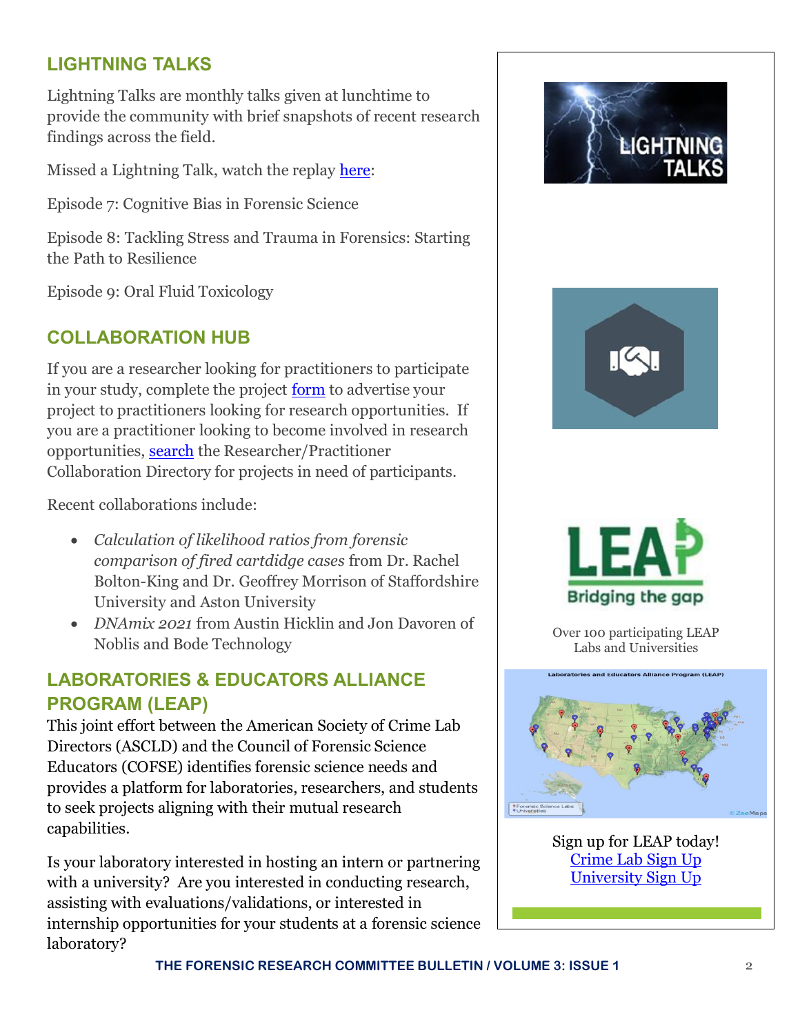## LIGHTNING TALKS

Lightning Talks are monthly talks given at lunchtime to provide the community with brief snapshots of recent research findings across the field.

Missed a Lightning Talk, watch the replay here:

Episode 7: Cognitive Bias in Forensic Science

Episode 8: Tackling Stress and Trauma in Forensics: Starting the Path to Resilience

Episode 9: Oral Fluid Toxicology

## COLLABORATION HUB

If you are a researcher looking for practitioners to participate in your study, complete the project form to advertise your project to practitioners looking for research opportunities. If you are a practitioner looking to become involved in research opportunities, search the Researcher/Practitioner Collaboration Directory for projects in need of participants.

Recent collaborations include:

- *Calculation of likelihood ratios from forensic comparison of fired cartdidge cases* from Dr. Rachel Bolton-King and Dr. Geoffrey Morrison of Staffordshire University and Aston University
- *DNAmix 2021* from Austin Hicklin and Jon Davoren of Noblis and Bode Technology

## LABORATORIES & EDUCATORS ALLIANCE PROGRAM (LEAP)

This joint effort between the American Society of Crime Lab Directors (ASCLD) and the Council of Forensic Science Educators (COFSE) identifies forensic science needs and provides a platform for laboratories, researchers, and students to seek projects aligning with their mutual research capabilities.

Is your laboratory interested in hosting an intern or partnering with a university? Are you interested in conducting research, assisting with evaluations/validations, or interested in internship opportunities for your students at a forensic science laboratory?

LEAP Bridging the gap

Over 100 participating LEAP Labs and Universities

Sign up for LEAP today!
Crime Lab Sign Up
University Sign Up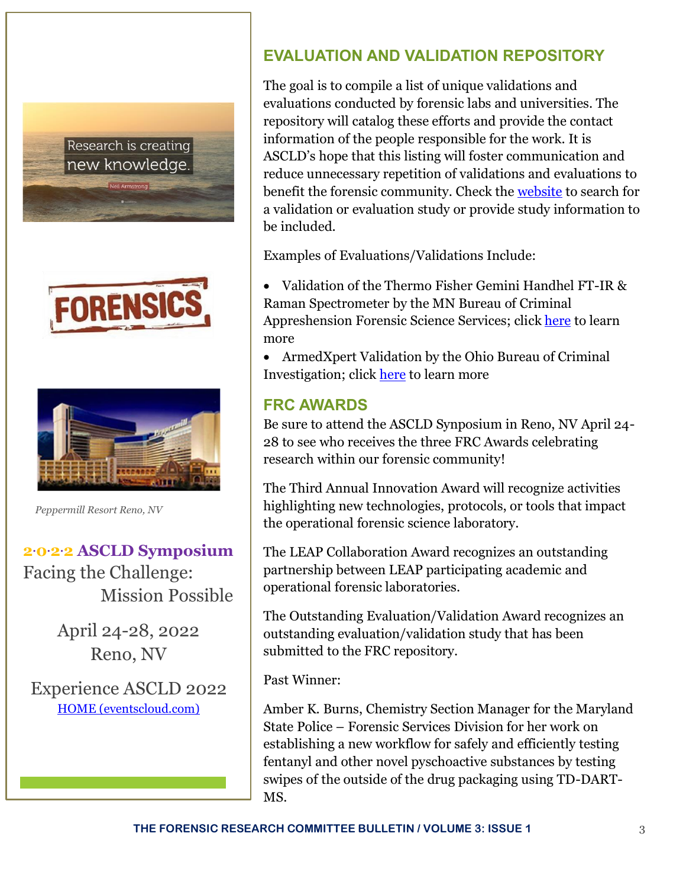Peppermill Resort Reno, NV

**2·0·2·2 ASCLD Symposium**

Facing the Challenge: Mission Possible

April 24-28, 2022
Reno, NV

Experience ASCLD 2022
[HOME (eventscloud.com)]

## EVALUATION AND VALIDATION REPOSITORY

The goal is to compile a list of unique validations and evaluations conducted by forensic labs and universities. The repository will catalog these efforts and provide the contact information of the people responsible for the work. It is ASCLD's hope that this listing will foster communication and reduce unnecessary repetition of validations and evaluations to benefit the forensic community. Check the website to search for a validation or evaluation study or provide study information to be included.

Examples of Evaluations/Validations Include:

- Validation of the Thermo Fisher Gemini Handhel FT-IR & Raman Spectrometer by the MN Bureau of Criminal Appreshension Forensic Science Services; click here to learn more
- ArmedXpert Validation by the Ohio Bureau of Criminal Investigation; click here to learn more

## FRC AWARDS

Be sure to attend the ASCLD Synposium in Reno, NV April 24-28 to see who receives the three FRC Awards celebrating research within our forensic community!

The Third Annual Innovation Award will recognize activities highlighting new technologies, protocols, or tools that impact the operational forensic science laboratory.

The LEAP Collaboration Award recognizes an outstanding partnership between LEAP participating academic and operational forensic laboratories.

The Outstanding Evaluation/Validation Award recognizes an outstanding evaluation/validation study that has been submitted to the FRC repository.

Past Winner:

Amber K. Burns, Chemistry Section Manager for the Maryland State Police – Forensic Services Division for her work on establishing a new workflow for safely and efficiently testing fentanyl and other novel pyschoactive substances by testing swipes of the outside of the drug packaging using TD-DART-MS.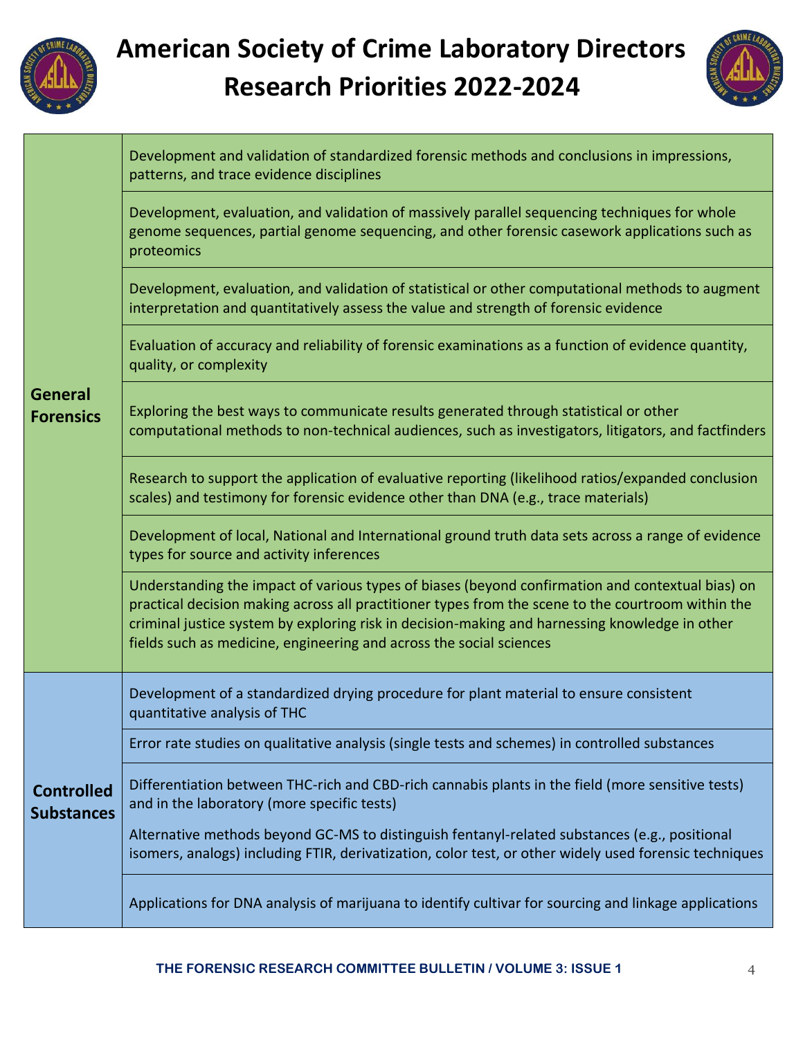# American Society of Crime Laboratory Directors Research Priorities 2022-2024

| Category | Research Priority |
| --- | --- |
| **General Forensics** | Development and validation of standardized forensic methods and conclusions in impressions, patterns, and trace evidence disciplines |
| | Development, evaluation, and validation of massively parallel sequencing techniques for whole genome sequences, partial genome sequencing, and other forensic casework applications such as proteomics |
| | Development, evaluation, and validation of statistical or other computational methods to augment interpretation and quantitatively assess the value and strength of forensic evidence |
| | Evaluation of accuracy and reliability of forensic examinations as a function of evidence quantity, quality, or complexity |
| | Exploring the best ways to communicate results generated through statistical or other computational methods to non-technical audiences, such as investigators, litigators, and factfinders |
| | Research to support the application of evaluative reporting (likelihood ratios/expanded conclusion scales) and testimony for forensic evidence other than DNA (e.g., trace materials) |
| | Development of local, National and International ground truth data sets across a range of evidence types for source and activity inferences |
| | Understanding the impact of various types of biases (beyond confirmation and contextual bias) on practical decision making across all practitioner types from the scene to the courtroom within the criminal justice system by exploring risk in decision-making and harnessing knowledge in other fields such as medicine, engineering and across the social sciences |
| **Controlled Substances** | Development of a standardized drying procedure for plant material to ensure consistent quantitative analysis of THC |
| | Error rate studies on qualitative analysis (single tests and schemes) in controlled substances |
| | Differentiation between THC-rich and CBD-rich cannabis plants in the field (more sensitive tests) and in the laboratory (more specific tests)<br><br>Alternative methods beyond GC-MS to distinguish fentanyl-related substances (e.g., positional isomers, analogs) including FTIR, derivatization, color test, or other widely used forensic techniques |
| | Applications for DNA analysis of marijuana to identify cultivar for sourcing and linkage applications |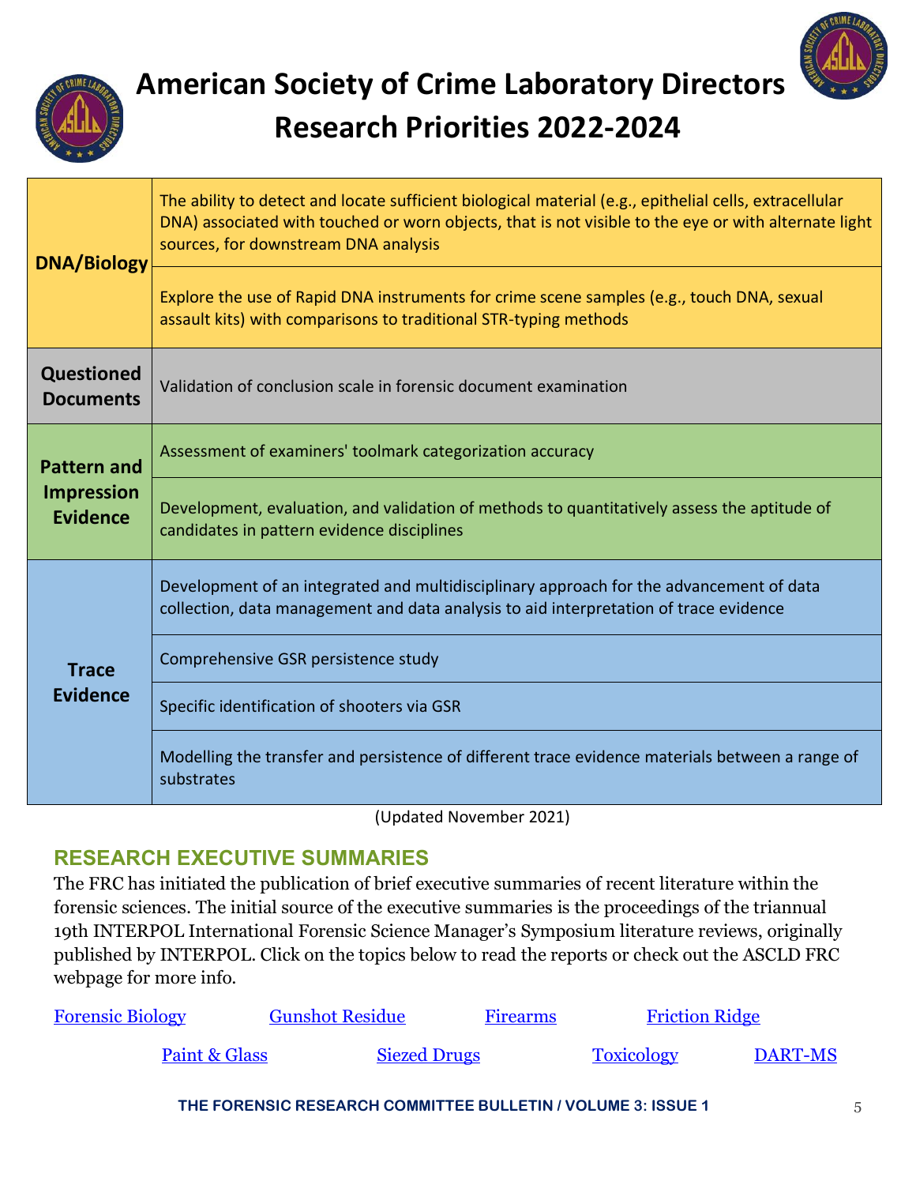# American Society of Crime Laboratory Directors Research Priorities 2022-2024

| Discipline | Research Priority |
|---|---|
| **DNA/Biology** | The ability to detect and locate sufficient biological material (e.g., epithelial cells, extracellular DNA) associated with touched or worn objects, that is not visible to the eye or with alternate light sources, for downstream DNA analysis |
| | Explore the use of Rapid DNA instruments for crime scene samples (e.g., touch DNA, sexual assault kits) with comparisons to traditional STR-typing methods |
| **Questioned Documents** | Validation of conclusion scale in forensic document examination |
| **Pattern and Impression Evidence** | Assessment of examiners' toolmark categorization accuracy |
| | Development, evaluation, and validation of methods to quantitatively assess the aptitude of candidates in pattern evidence disciplines |
| **Trace Evidence** | Development of an integrated and multidisciplinary approach for the advancement of data collection, data management and data analysis to aid interpretation of trace evidence |
| | Comprehensive GSR persistence study |
| | Specific identification of shooters via GSR |
| | Modelling the transfer and persistence of different trace evidence materials between a range of substrates |

(Updated November 2021)

## RESEARCH EXECUTIVE SUMMARIES

The FRC has initiated the publication of brief executive summaries of recent literature within the forensic sciences. The initial source of the executive summaries is the proceedings of the triannual 19th INTERPOL International Forensic Science Manager's Symposium literature reviews, originally published by INTERPOL. Click on the topics below to read the reports or check out the ASCLD FRC webpage for more info.

Forensic Biology | Gunshot Residue | Firearms | Friction Ridge

Paint & Glass | Siezed Drugs | Toxicology | DART-MS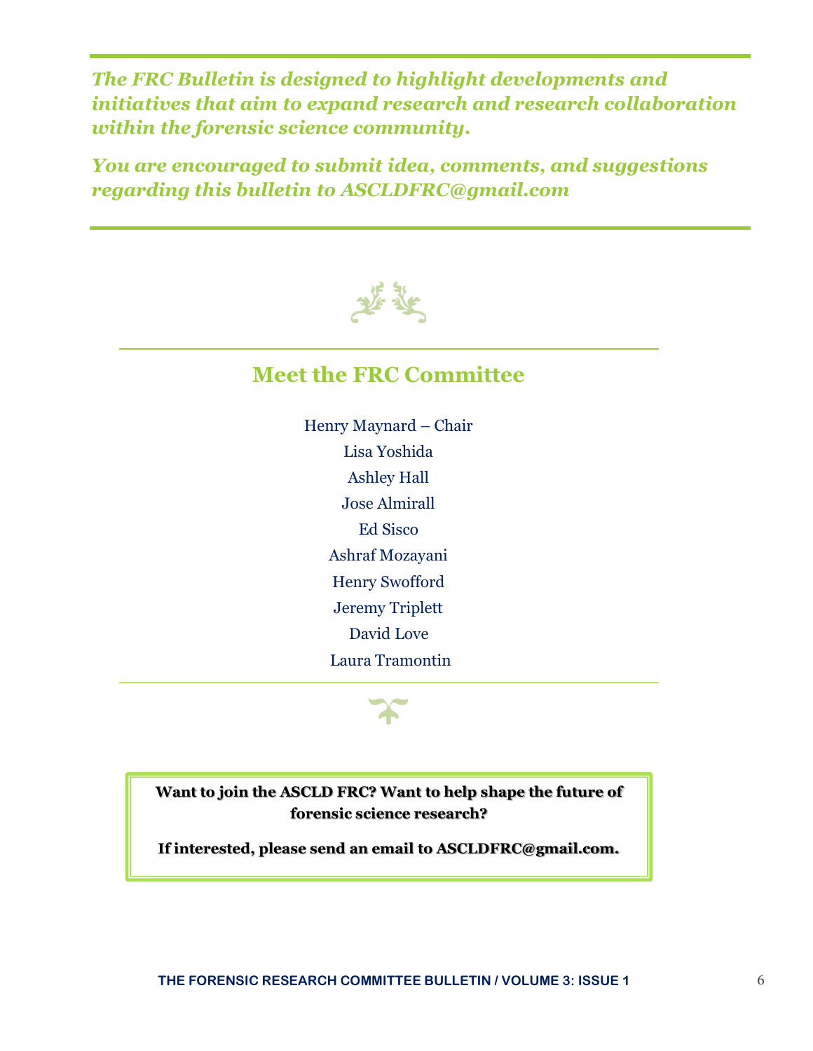***The FRC Bulletin is designed to highlight developments and initiatives that aim to expand research and research collaboration within the forensic science community.***

***You are encouraged to submit idea, comments, and suggestions regarding this bulletin to ASCLDFRC@gmail.com***

## Meet the FRC Committee

Henry Maynard – Chair
Lisa Yoshida
Ashley Hall
Jose Almirall
Ed Sisco
Ashraf Mozayani
Henry Swofford
Jeremy Triplett
David Love
Laura Tramontin

**Want to join the ASCLD FRC? Want to help shape the future of forensic science research?**

**If interested, please send an email to ASCLDFRC@gmail.com.**